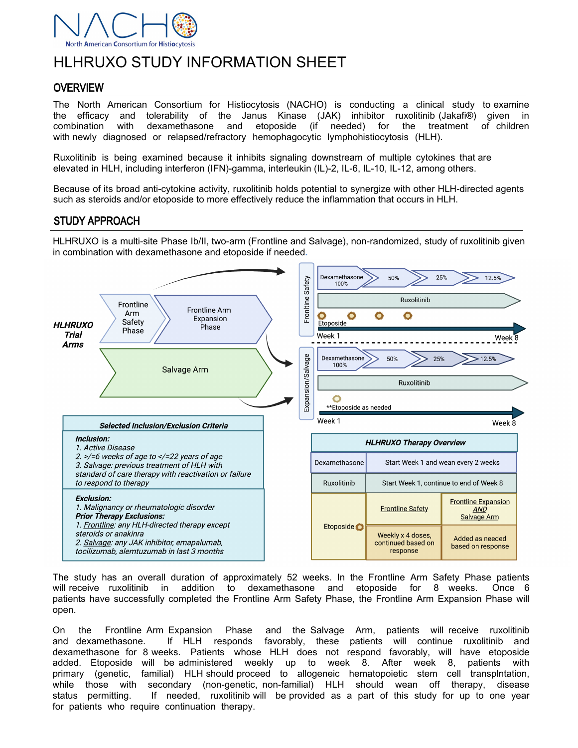NACHO

North American Consortium for Histiocytosis

# HLHRUXO STUDY INFORMATION SHEET

## OVERVIEW

The North American Consortium for Histiocytosis (NACHO) is conducting a clinical study to examine the efficacy and tolerability of the Janus Kinase (JAK) inhibitor ruxolitinib (Jakafi®) given in combination with dexamethasone and etoposide (if needed) for the treatment of children with newly diagnosed or relapsed/refractory hemophagocytic lymphohistiocytosis (HLH).

Ruxolitinib is being examined because it inhibits signaling downstream of multiple cytokines that are elevated in HLH, including interferon (IFN)-gamma, interleukin (IL)-2, IL-6, IL-10, IL-12, among others.

Because of its broad anti-cytokine activity, ruxolitinib holds potential to synergize with other HLH-directed agents such as steroids and/or etoposide to more effectively reduce the inflammation that occurs in HLH.

## STUDY APPROACH

HLHRUXO is a multi-site Phase Ib/II, two-arm (Frontline and Salvage), non-randomized, study of ruxolitinib given in combination with dexamethasone and etoposide if needed.

***HLHRUXO Trial Arms***

- Frontline Arm Safety Phase → Frontline Arm Expansion Phase
- Salvage Arm

**Frontline Safety**

- Dexamethasone 100% → 50% → 25% → 12.5%
- Ruxolitinib
- Etoposide
- Week 1 — Week 8

**Expansion/Salvage**

- Dexamethasone 100% → 50% → 25% → 12.5%
- Ruxolitinib
- **Etoposide as needed
- Week 1 — Week 8

| ***Selected Inclusion/Exclusion Criteria*** |
|---|
| ***Inclusion:***<br>*1. Active Disease*<br>*2. >/=6 weeks of age to </=22 years of age*<br>*3. Salvage: previous treatment of HLH with standard of care therapy with reactivation or failure to respond to therapy* |
| ***Exclusion:***<br>*1. Malignancy or rheumatologic disorder*<br>***Prior Therapy Exclusions:***<br>*1. Frontline: any HLH-directed therapy except steroids or anakinra*<br>*2. Salvage: any JAK inhibitor, emapalumab, tocilizumab, alemtuzumab in last 3 months* |

| ***HLHRUXO Therapy Overview*** | | |
|---|---|---|
| Dexamethasone | Start Week 1 and wean every 2 weeks | |
| Ruxolitinib | Start Week 1, continue to end of Week 8 | |
| Etoposide | Frontline Safety | Frontline Expansion *AND* Salvage Arm |
| | Weekly x 4 doses, continued based on response | Added as needed based on response |

The study has an overall duration of approximately 52 weeks. In the Frontline Arm Safety Phase patients will receive ruxolitinib in addition to dexamethasone and etoposide for 8 weeks. Once 6 patients have successfully completed the Frontline Arm Safety Phase, the Frontline Arm Expansion Phase will open.

On the Frontline Arm Expansion Phase and the Salvage Arm, patients will receive ruxolitinib and dexamethasone. If HLH responds favorably, these patients will continue ruxolitinib and dexamethasone for 8 weeks. Patients whose HLH does not respond favorably, will have etoposide added. Etoposide will be administered weekly up to week 8. After week 8, patients with primary (genetic, familial) HLH should proceed to allogeneic hematopoietic stem cell transplntation, while those with secondary (non-genetic, non-familial) HLH should wean off therapy, disease status permitting. If needed, ruxolitinib will be provided as a part of this study for up to one year for patients who require continuation therapy.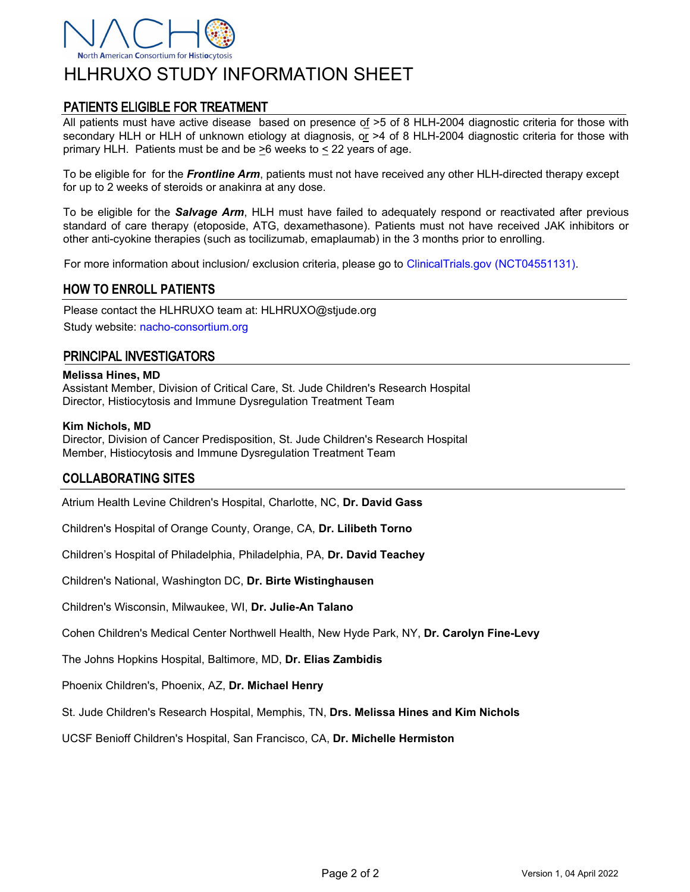NACHO

North American Consortium for Histiocytosis

# HLHRUXO STUDY INFORMATION SHEET

## PATIENTS ELIGIBLE FOR TREATMENT

All patients must have active disease based on presence of ≥5 of 8 HLH-2004 diagnostic criteria for those with secondary HLH or HLH of unknown etiology at diagnosis, or ≥4 of 8 HLH-2004 diagnostic criteria for those with primary HLH. Patients must be and be ≥6 weeks to ≤ 22 years of age.

To be eligible for for the ***Frontline Arm***, patients must not have received any other HLH-directed therapy except for up to 2 weeks of steroids or anakinra at any dose.

To be eligible for the ***Salvage Arm***, HLH must have failed to adequately respond or reactivated after previous standard of care therapy (etoposide, ATG, dexamethasone). Patients must not have received JAK inhibitors or other anti-cyokine therapies (such as tocilizumab, emaplaumab) in the 3 months prior to enrolling.

For more information about inclusion/ exclusion criteria, please go to ClinicalTrials.gov (NCT04551131).

## HOW TO ENROLL PATIENTS

Please contact the HLHRUXO team at: HLHRUXO@stjude.org

Study website: nacho-consortium.org

## PRINCIPAL INVESTIGATORS

**Melissa Hines, MD**
Assistant Member, Division of Critical Care, St. Jude Children's Research Hospital
Director, Histiocytosis and Immune Dysregulation Treatment Team

**Kim Nichols, MD**
Director, Division of Cancer Predisposition, St. Jude Children's Research Hospital
Member, Histiocytosis and Immune Dysregulation Treatment Team

## COLLABORATING SITES

Atrium Health Levine Children's Hospital, Charlotte, NC, **Dr. David Gass**

Children's Hospital of Orange County, Orange, CA, **Dr. Lilibeth Torno**

Children's Hospital of Philadelphia, Philadelphia, PA, **Dr. David Teachey**

Children's National, Washington DC, **Dr. Birte Wistinghausen**

Children's Wisconsin, Milwaukee, WI, **Dr. Julie-An Talano**

Cohen Children's Medical Center Northwell Health, New Hyde Park, NY, **Dr. Carolyn Fine-Levy**

The Johns Hopkins Hospital, Baltimore, MD, **Dr. Elias Zambidis**

Phoenix Children's, Phoenix, AZ, **Dr. Michael Henry**

St. Jude Children's Research Hospital, Memphis, TN, **Drs. Melissa Hines and Kim Nichols**

UCSF Benioff Children's Hospital, San Francisco, CA, **Dr. Michelle Hermiston**

Version 1, 04 April 2022